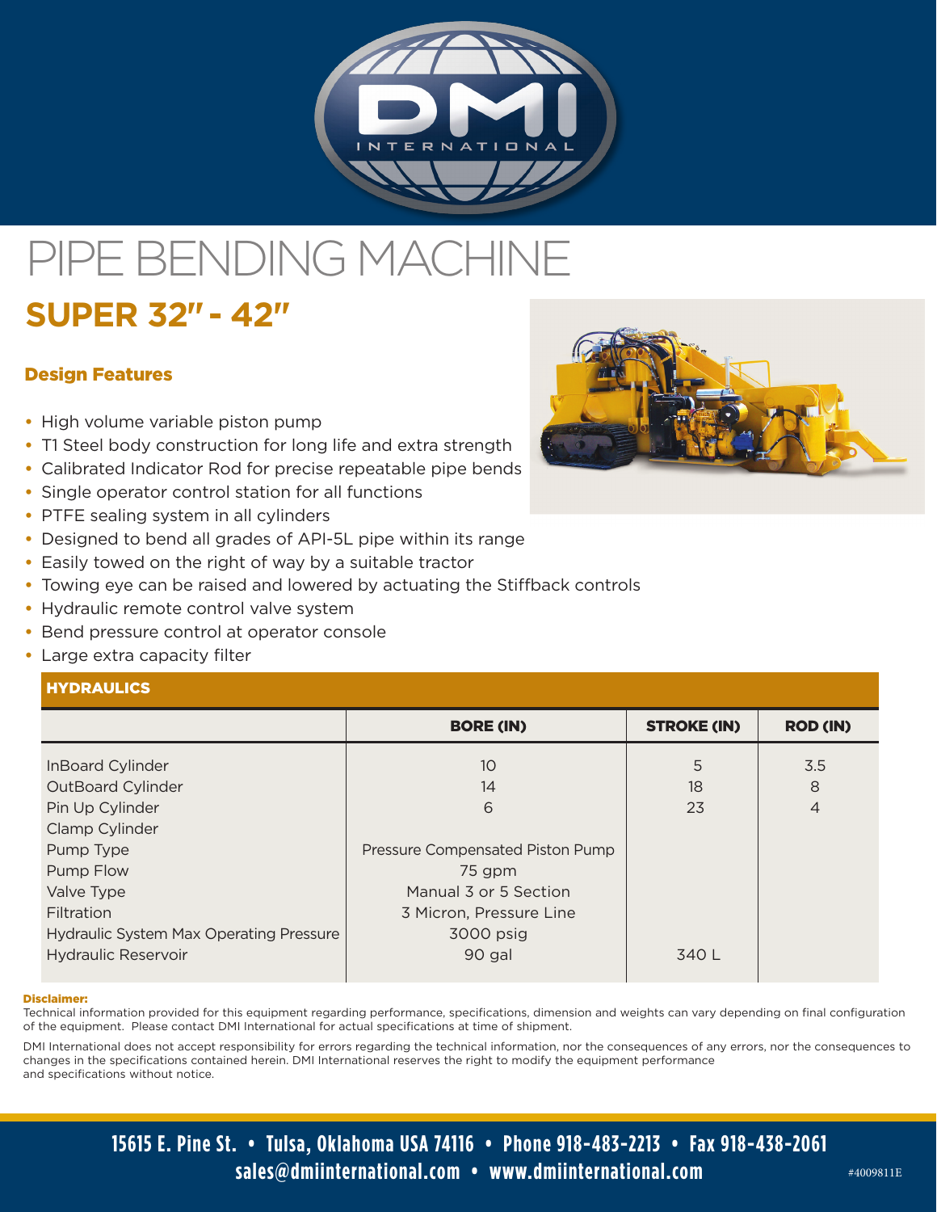# PIPE BENDING MACHINE

## SUPER 32" - 42"

### Design Features

- High volume variable piston pump
- T1 Steel body construction for long life and extra strength
- Calibrated Indicator Rod for precise repeatable pipe bends
- Single operator control station for all functions
- PTFE sealing system in all cylinders
- Designed to bend all grades of API-5L pipe within its range
- Easily towed on the right of way by a suitable tractor
- Towing eye can be raised and lowered by actuating the Stiffback controls
- Hydraulic remote control valve system
- Bend pressure control at operator console
- Large extra capacity filter

**HYDRAULICS**

| | BORE (IN) | STROKE (IN) | ROD (IN) |
|---|---|---|---|
| InBoard Cylinder | 10 | 5 | 3.5 |
| OutBoard Cylinder | 14 | 18 | 8 |
| Pin Up Cylinder | 6 | 23 | 4 |
| Clamp Cylinder | | | |
| Pump Type | Pressure Compensated Piston Pump | | |
| Pump Flow | 75 gpm | | |
| Valve Type | Manual 3 or 5 Section | | |
| Filtration | 3 Micron, Pressure Line | | |
| Hydraulic System Max Operating Pressure | 3000 psig | | |
| Hydraulic Reservoir | 90 gal | 340 L | |

**Disclaimer:**
Technical information provided for this equipment regarding performance, specifications, dimension and weights can vary depending on final configuration of the equipment. Please contact DMI International for actual specifications at time of shipment.

DMI International does not accept responsibility for errors regarding the technical information, nor the consequences of any errors, nor the consequences to changes in the specifications contained herein. DMI International reserves the right to modify the equipment performance and specifications without notice.

**15615 E. Pine St. • Tulsa, Oklahoma USA 74116 • Phone 918-483-2213 • Fax 918-438-2061**
**sales@dmiinternational.com • www.dmiinternational.com**

#4009811E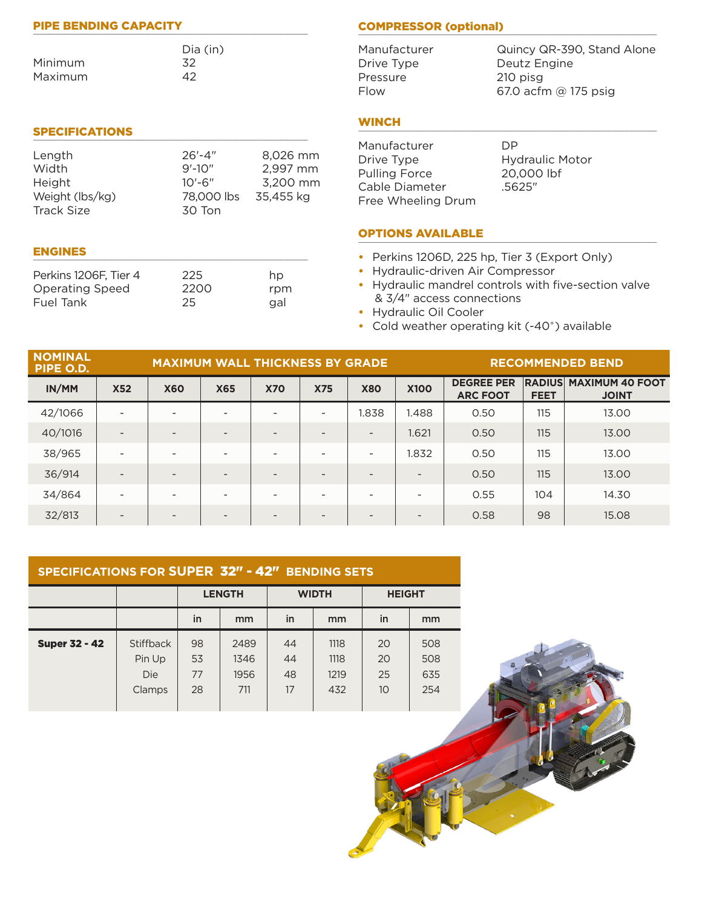## PIPE BENDING CAPACITY

| | Dia (in) |
|---|---|
| Minimum | 32 |
| Maximum | 42 |

## SPECIFICATIONS

| | | |
|---|---|---|
| Length | 26'-4" | 8,026 mm |
| Width | 9'-10" | 2,997 mm |
| Height | 10'-6" | 3,200 mm |
| Weight (lbs/kg) | 78,000 lbs | 35,455 kg |
| Track Size | 30 Ton | |

## ENGINES

| | | |
|---|---|---|
| Perkins 1206F, Tier 4 | 225 | hp |
| Operating Speed | 2200 | rpm |
| Fuel Tank | 25 | gal |

## COMPRESSOR (optional)

| | |
|---|---|
| Manufacturer | Quincy QR-390, Stand Alone |
| Drive Type | Deutz Engine |
| Pressure | 210 pisg |
| Flow | 67.0 acfm @ 175 psig |

## WINCH

| | |
|---|---|
| Manufacturer | DP |
| Drive Type | Hydraulic Motor |
| Pulling Force | 20,000 lbf |
| Cable Diameter | .5625" |
| Free Wheeling Drum | |

## OPTIONS AVAILABLE

- Perkins 1206D, 225 hp, Tier 3 (Export Only)
- Hydraulic-driven Air Compressor
- Hydraulic mandrel controls with five-section valve & 3/4" access connections
- Hydraulic Oil Cooler
- Cold weather operating kit (-40°) available

| NOMINAL PIPE O.D. | MAXIMUM WALL THICKNESS BY GRADE | | | | | | | RECOMMENDED BEND | | |
|---|---|---|---|---|---|---|---|---|---|---|
| IN/MM | X52 | X60 | X65 | X70 | X75 | X80 | X100 | DEGREE PER ARC FOOT | RADIUS FEET | MAXIMUM 40 FOOT JOINT |
| 42/1066 | - | - | - | - | - | 1.838 | 1.488 | 0.50 | 115 | 13.00 |
| 40/1016 | - | - | - | - | - | - | 1.621 | 0.50 | 115 | 13.00 |
| 38/965 | - | - | - | - | - | - | 1.832 | 0.50 | 115 | 13.00 |
| 36/914 | - | - | - | - | - | - | - | 0.50 | 115 | 13.00 |
| 34/864 | - | - | - | - | - | - | - | 0.55 | 104 | 14.30 |
| 32/813 | - | - | - | - | - | - | - | 0.58 | 98 | 15.08 |

## SPECIFICATIONS FOR SUPER 32" - 42" BENDING SETS

| | | LENGTH | | WIDTH | | HEIGHT | |
|---|---|---|---|---|---|---|---|
| | | in | mm | in | mm | in | mm |
| **Super 32 - 42** | Stiffback | 98 | 2489 | 44 | 1118 | 20 | 508 |
| | Pin Up | 53 | 1346 | 44 | 1118 | 20 | 508 |
| | Die | 77 | 1956 | 48 | 1219 | 25 | 635 |
| | Clamps | 28 | 711 | 17 | 432 | 10 | 254 |